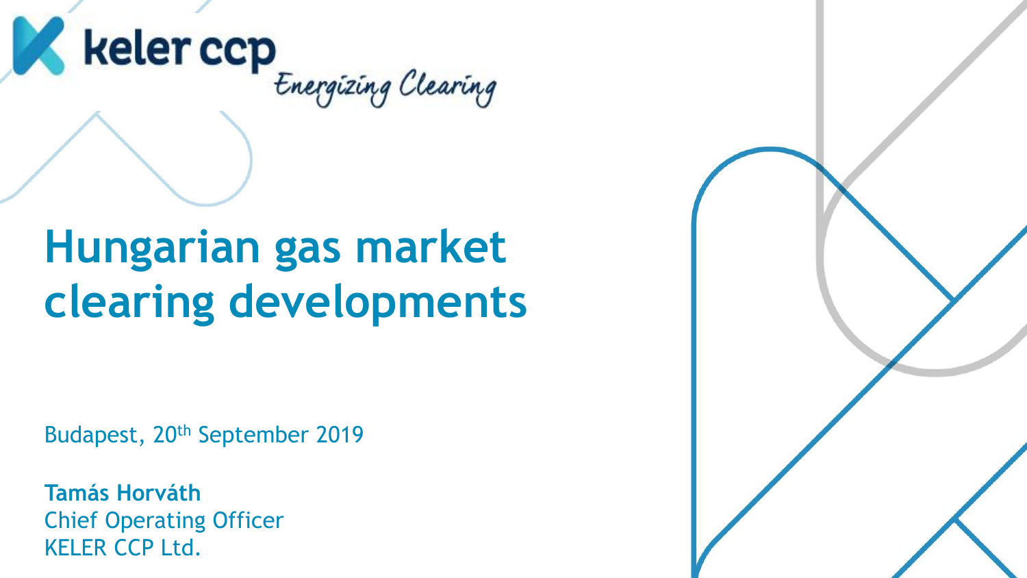keler ccp *Energizing Clearing*

# Hungarian gas market clearing developments

Budapest, 20th September 2019

**Tamás Horváth**
Chief Operating Officer
KELER CCP Ltd.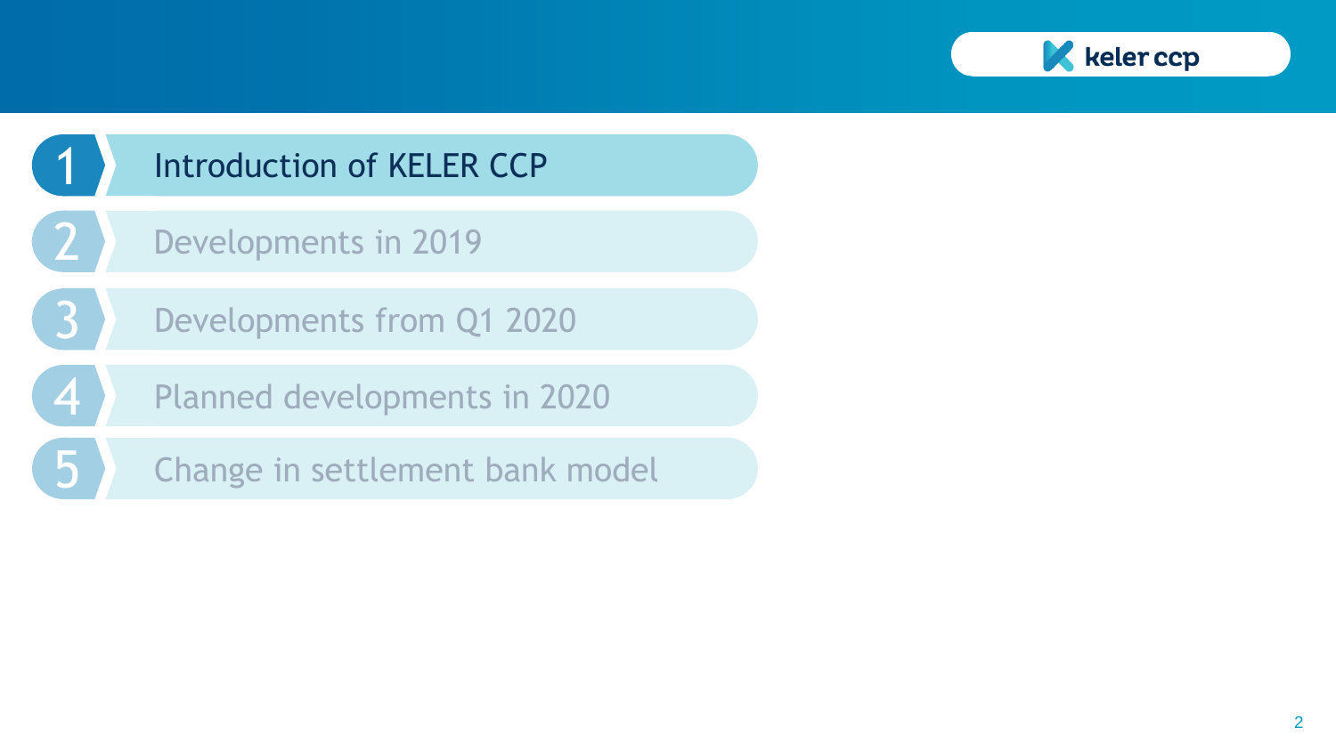1. Introduction of KELER CCP
2. Developments in 2019
3. Developments from Q1 2020
4. Planned developments in 2020
5. Change in settlement bank model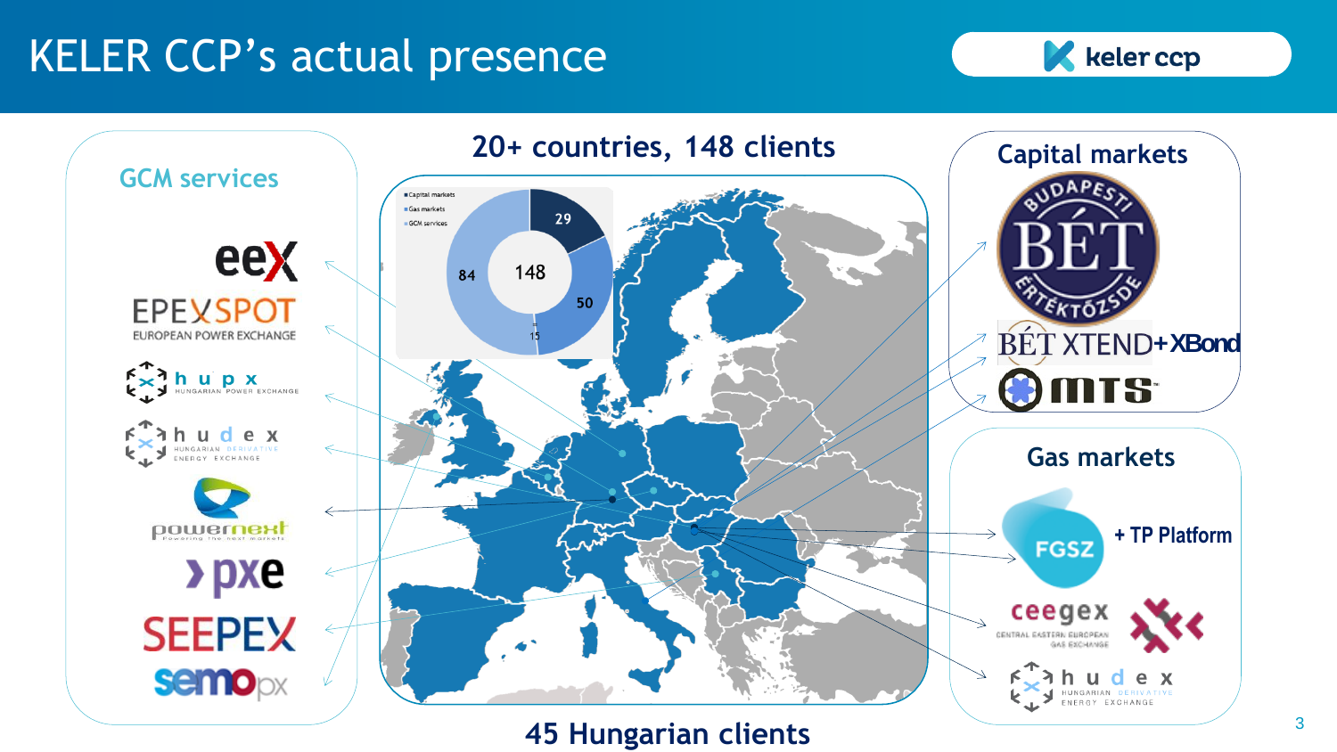# KELER CCP's actual presence

## GCM services

- eex
- EPEX SPOT – European Power Exchange
- hupx – Hungarian Power Exchange
- hudex – Hungarian Derivative Energy Exchange
- powernext – Powering the next markets
- pxe
- SEEPEX
- semopx

## 20+ countries, 148 clients

| Segment | Clients |
|---|---|
| Capital markets | 29 |
| Gas markets | 50 |
| GCM services | 84 |
| (other) | 15 |
| **Total** | **148** |

**45 Hungarian clients**

## Capital markets

- BÉT – Budapesti Értéktőzsde
- BÉT XTEND + XBond
- MTS

## Gas markets

- FGSZ + TP Platform
- ceegex – Central Eastern European Gas Exchange
- hudex – Hungarian Derivative Energy Exchange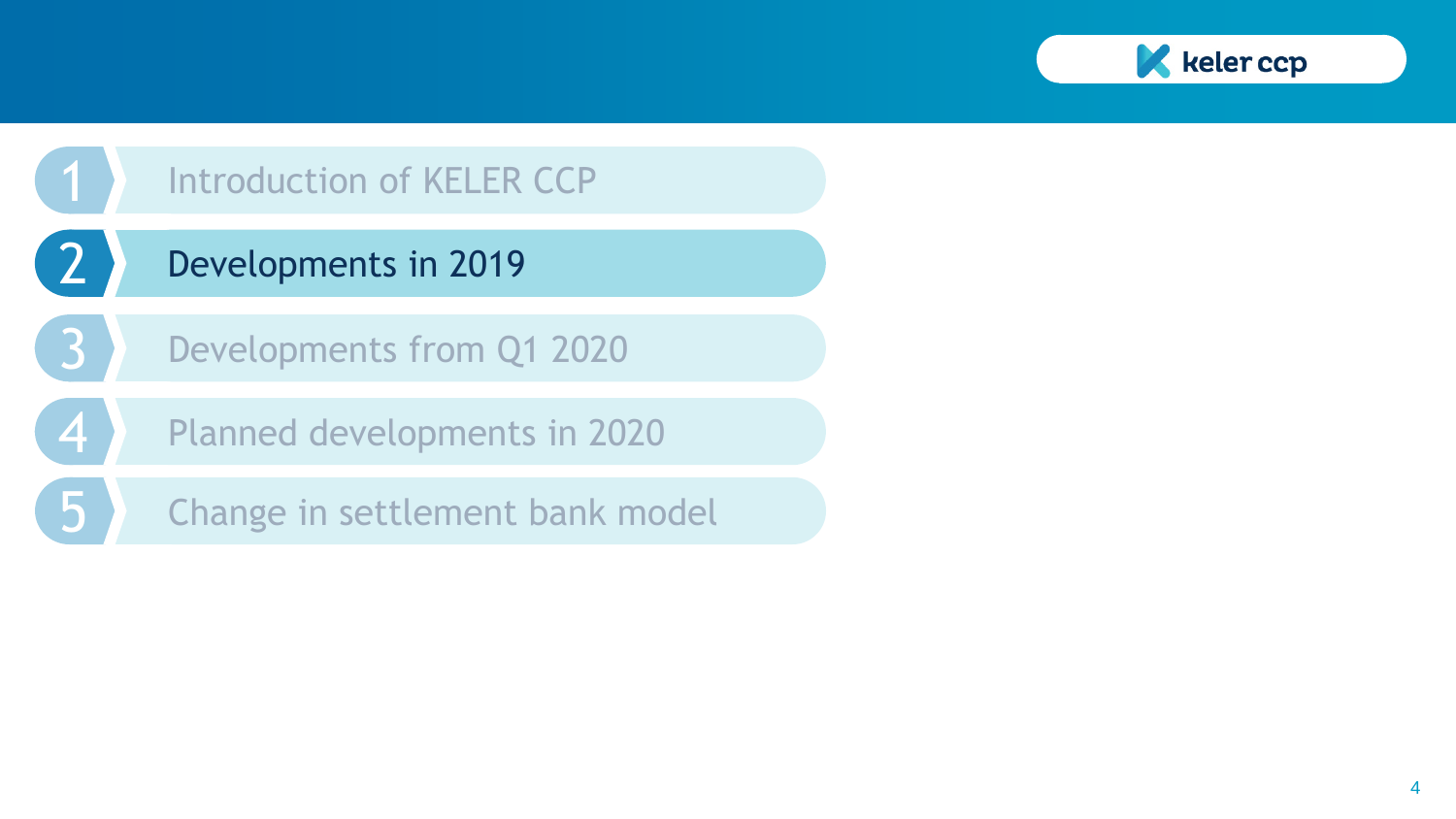1. Introduction of KELER CCP
2. **Developments in 2019**
3. Developments from Q1 2020
4. Planned developments in 2020
5. Change in settlement bank model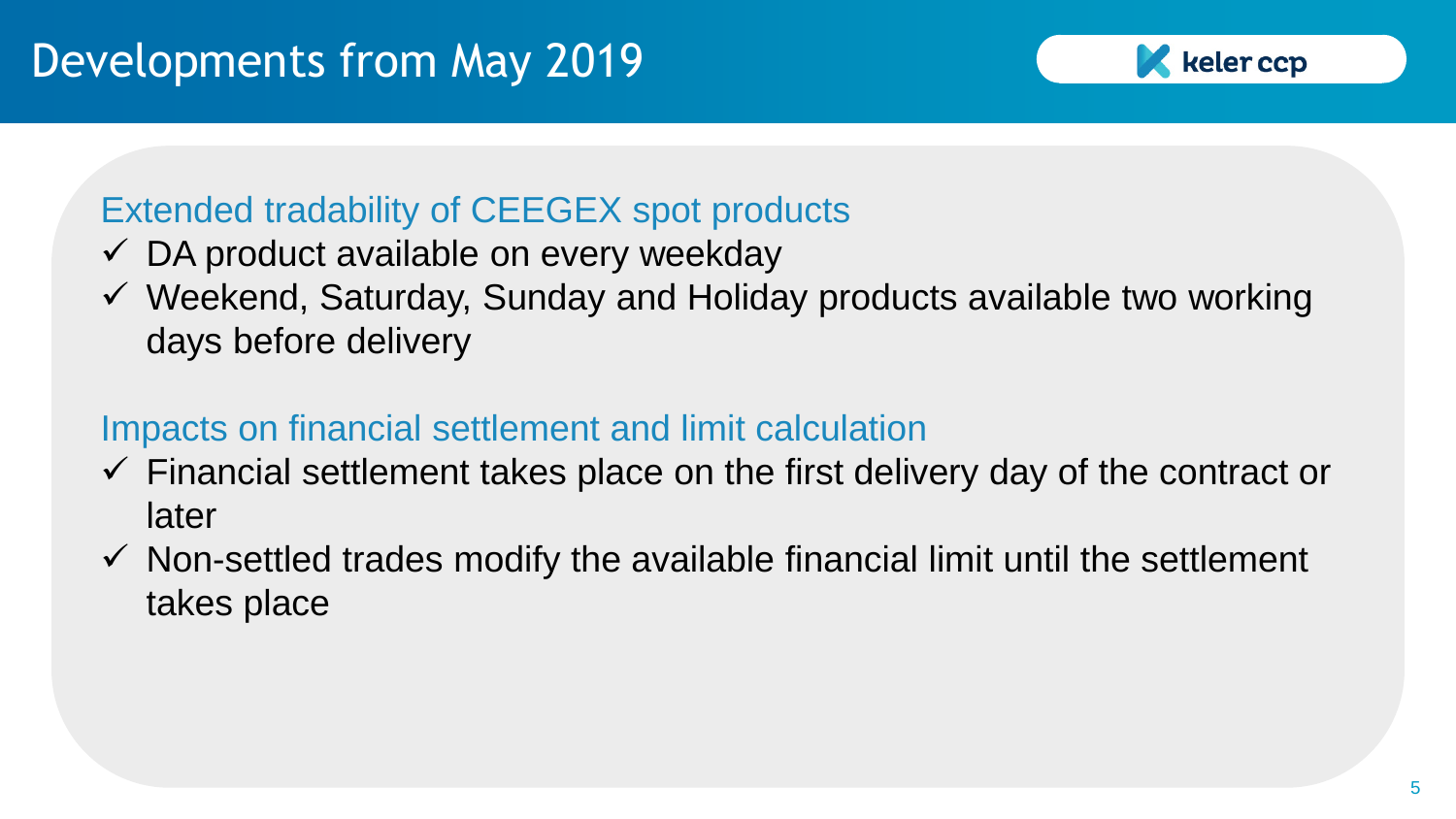# Developments from May 2019

## Extended tradability of CEEGEX spot products

- ✓ DA product available on every weekday
- ✓ Weekend, Saturday, Sunday and Holiday products available two working days before delivery

## Impacts on financial settlement and limit calculation

- ✓ Financial settlement takes place on the first delivery day of the contract or later
- ✓ Non-settled trades modify the available financial limit until the settlement takes place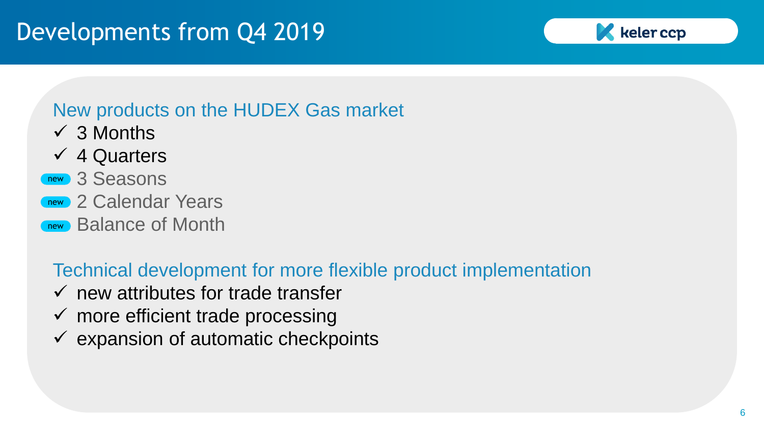# Developments from Q4 2019

## New products on the HUDEX Gas market

- ✓ 3 Months
- ✓ 4 Quarters
- new 3 Seasons
- new 2 Calendar Years
- new Balance of Month

## Technical development for more flexible product implementation

- ✓ new attributes for trade transfer
- ✓ more efficient trade processing
- ✓ expansion of automatic checkpoints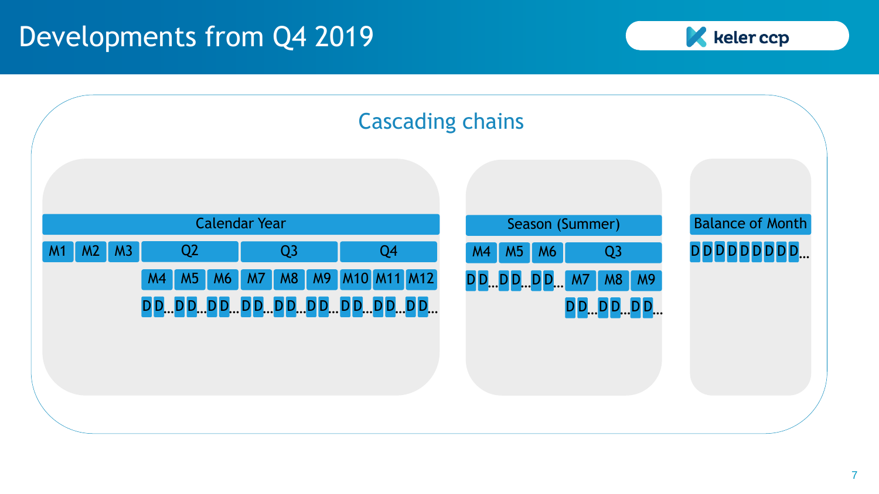# Developments from Q4 2019

## Cascading chains

**Calendar Year**

- M1 | M2 | M3 | Q2 | Q3 | Q4
- Q2 → M4 | M5 | M6; Q3 → M7 | M8 | M9; Q4 → M10 | M11 | M12
- M4 … M12 → D D… D D… D D… D D… D D… D D… D D… D D… D D…

**Season (Summer)**

- M4 | M5 | M6 | Q3
- M4, M5, M6 → D D… D D… D D…; Q3 → M7 | M8 | M9
- M7, M8, M9 → D D… D D… D D…

**Balance of Month**

- D D D D D D D D D D…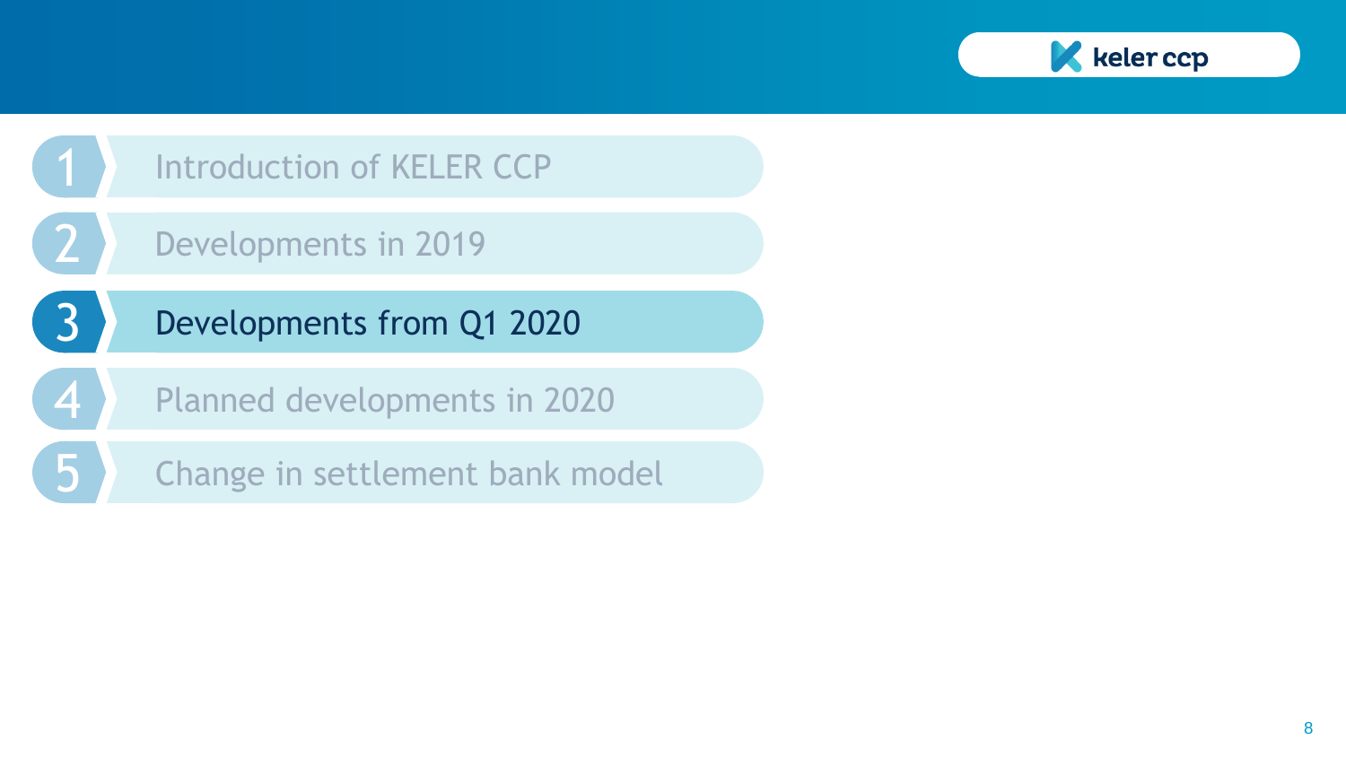1. Introduction of KELER CCP
2. Developments in 2019
3. **Developments from Q1 2020**
4. Planned developments in 2020
5. Change in settlement bank model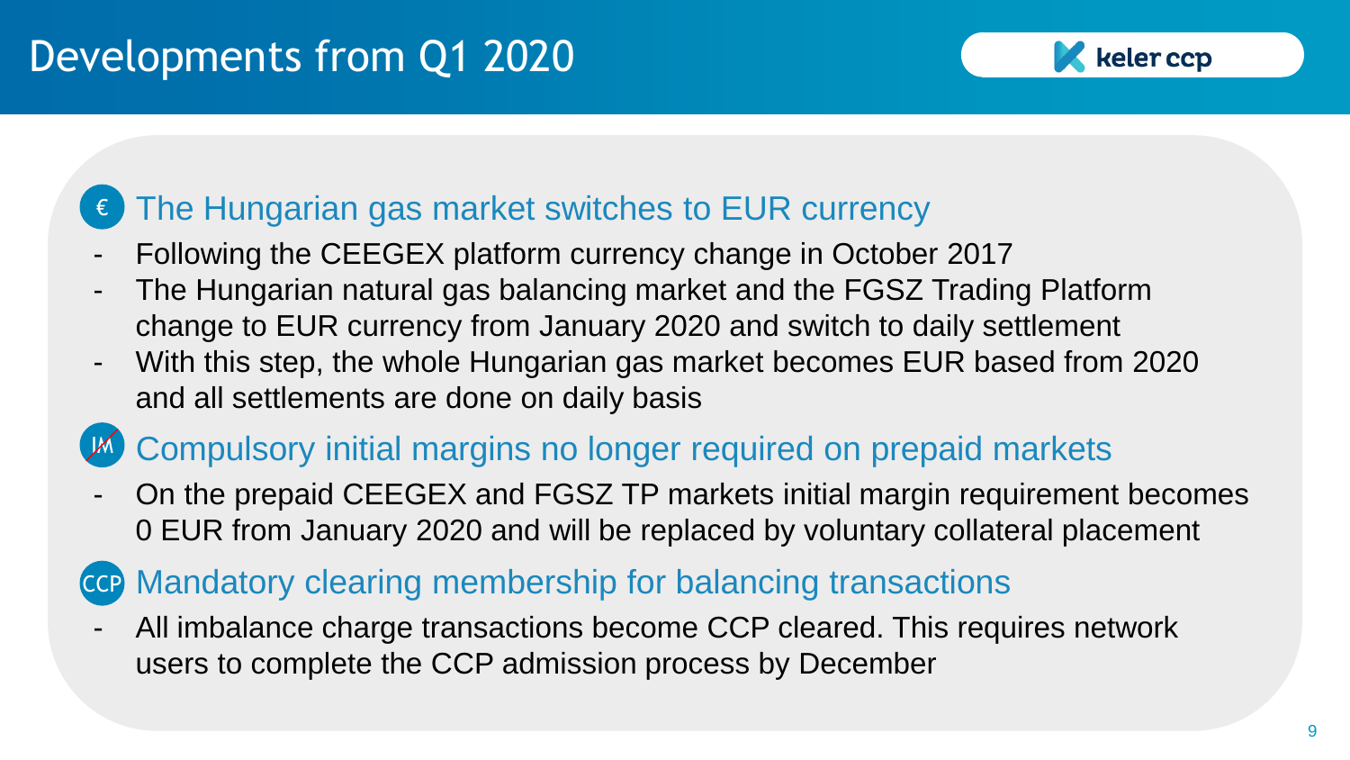# Developments from Q1 2020

## The Hungarian gas market switches to EUR currency

- Following the CEEGEX platform currency change in October 2017
- The Hungarian natural gas balancing market and the FGSZ Trading Platform change to EUR currency from January 2020 and switch to daily settlement
- With this step, the whole Hungarian gas market becomes EUR based from 2020 and all settlements are done on daily basis

## Compulsory initial margins no longer required on prepaid markets

- On the prepaid CEEGEX and FGSZ TP markets initial margin requirement becomes 0 EUR from January 2020 and will be replaced by voluntary collateral placement

## Mandatory clearing membership for balancing transactions

- All imbalance charge transactions become CCP cleared. This requires network users to complete the CCP admission process by December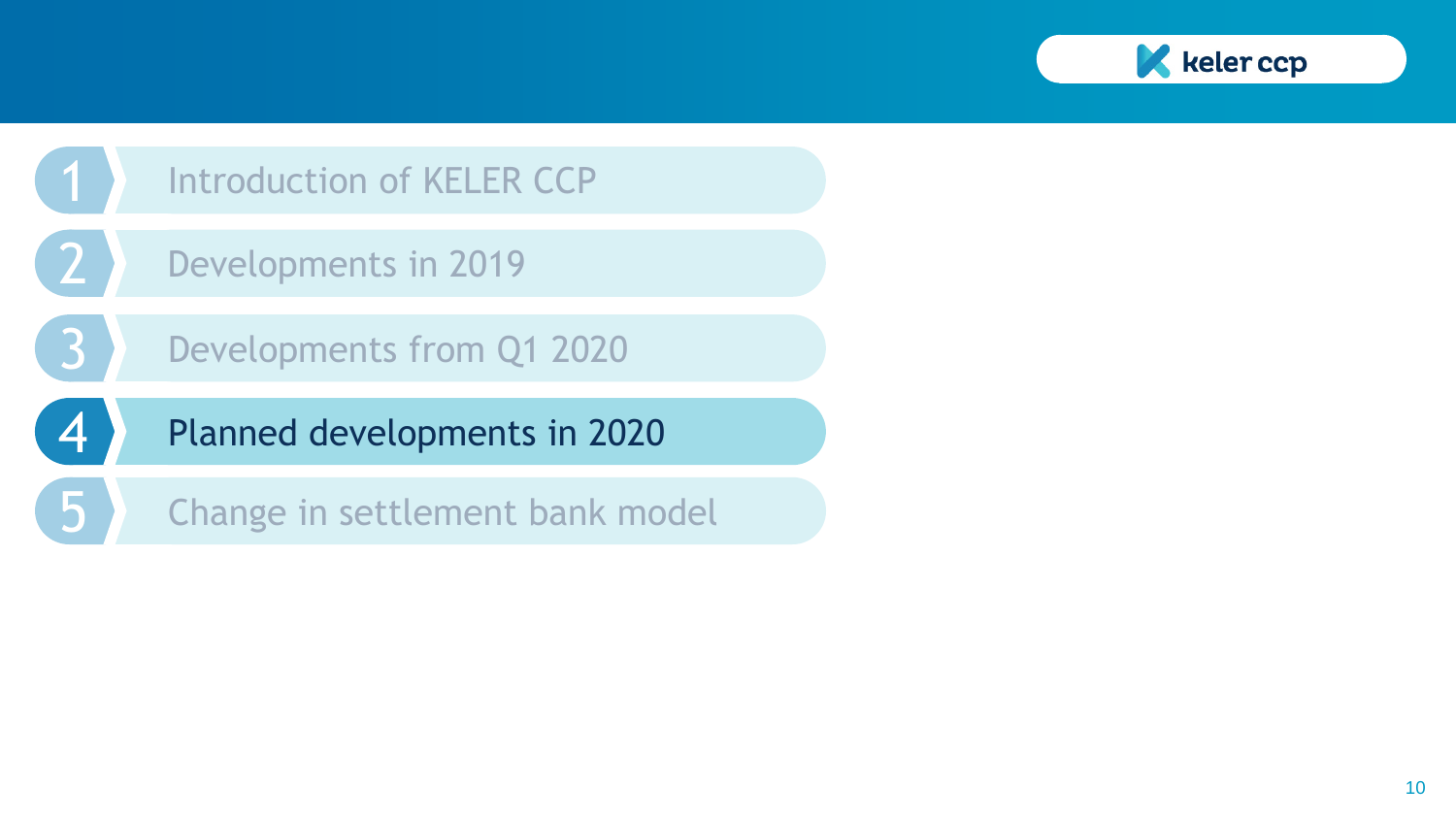1. Introduction of KELER CCP
2. Developments in 2019
3. Developments from Q1 2020
4. **Planned developments in 2020**
5. Change in settlement bank model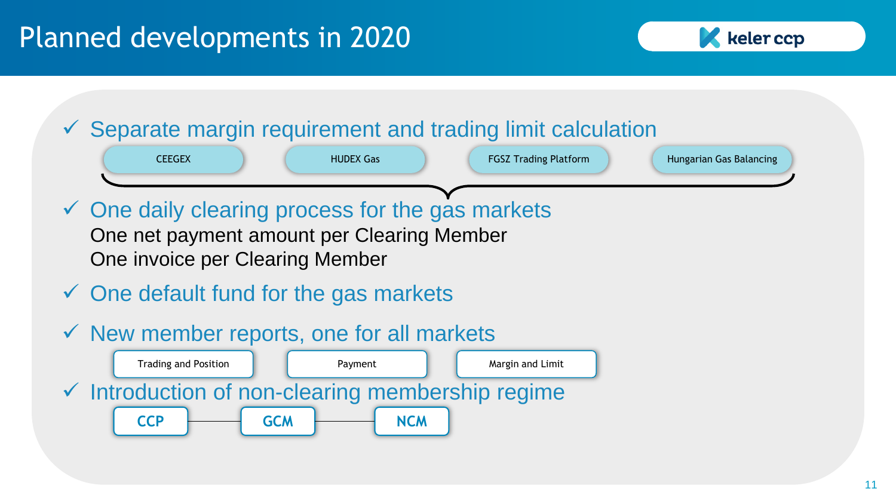# Planned developments in 2020

- ✓ Separate margin requirement and trading limit calculation
  - CEEGEX
  - HUDEX Gas
  - FGSZ Trading Platform
  - Hungarian Gas Balancing
- ✓ One daily clearing process for the gas markets
  
  One net payment amount per Clearing Member
  
  One invoice per Clearing Member
- ✓ One default fund for the gas markets
- ✓ New member reports, one for all markets
  - Trading and Position
  - Payment
  - Margin and Limit
- ✓ Introduction of non-clearing membership regime
  - CCP — GCM — NCM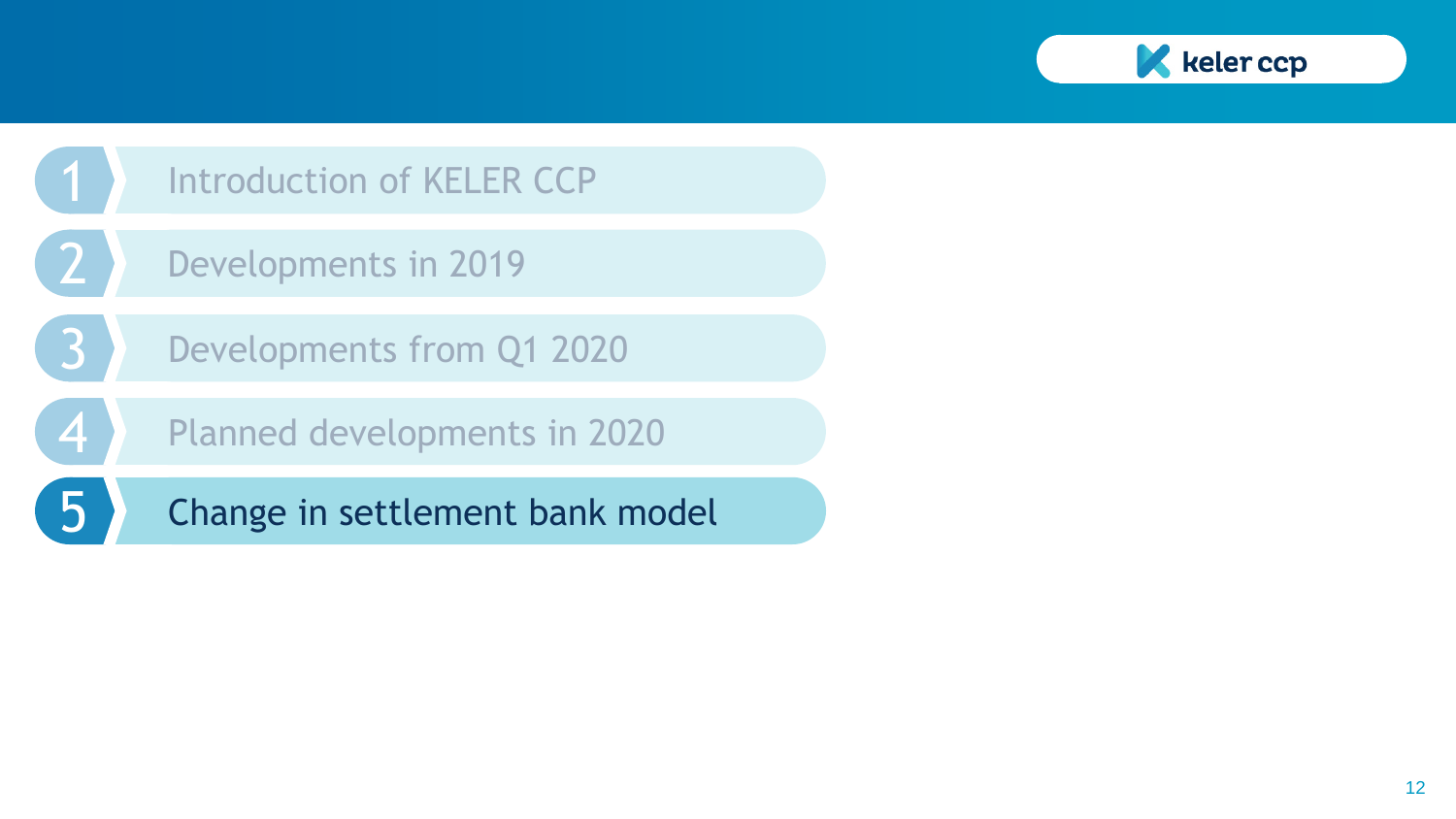1. Introduction of KELER CCP
2. Developments in 2019
3. Developments from Q1 2020
4. Planned developments in 2020
5. **Change in settlement bank model**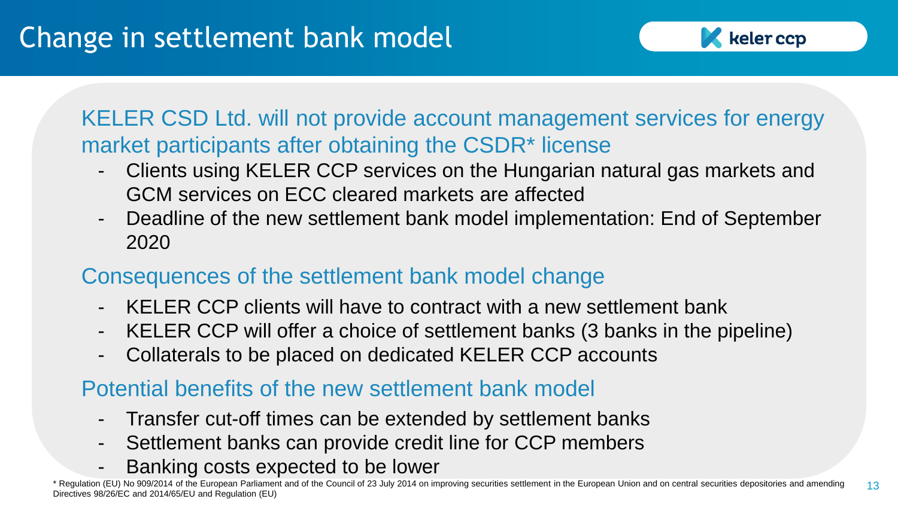# Change in settlement bank model

## KELER CSD Ltd. will not provide account management services for energy market participants after obtaining the CSDR* license

- Clients using KELER CCP services on the Hungarian natural gas markets and GCM services on ECC cleared markets are affected
- Deadline of the new settlement bank model implementation: End of September 2020

## Consequences of the settlement bank model change

- KELER CCP clients will have to contract with a new settlement bank
- KELER CCP will offer a choice of settlement banks (3 banks in the pipeline)
- Collaterals to be placed on dedicated KELER CCP accounts

## Potential benefits of the new settlement bank model

- Transfer cut-off times can be extended by settlement banks
- Settlement banks can provide credit line for CCP members
- Banking costs expected to be lower

\* Regulation (EU) No 909/2014 of the European Parliament and of the Council of 23 July 2014 on improving securities settlement in the European Union and on central securities depositories and amending Directives 98/26/EC and 2014/65/EU and Regulation (EU)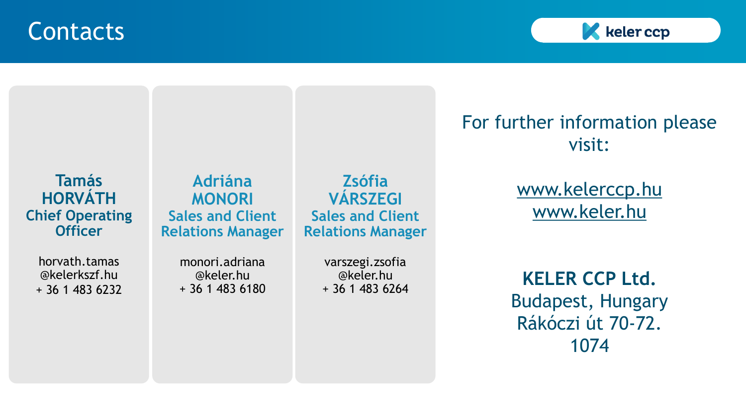# Contacts

keler ccp

**Tamás HORVÁTH**
**Chief Operating Officer**

horvath.tamas@kelerkszf.hu
+ 36 1 483 6232

**Adriána MONORI**
**Sales and Client Relations Manager**

monori.adriana@keler.hu
+ 36 1 483 6180

**Zsófia VÁRSZEGI**
**Sales and Client Relations Manager**

varszegi.zsofia@keler.hu
+ 36 1 483 6264

For further information please visit:

www.kelerccp.hu
www.keler.hu

**KELER CCP Ltd.**
Budapest, Hungary
Rákóczi út 70-72.
1074